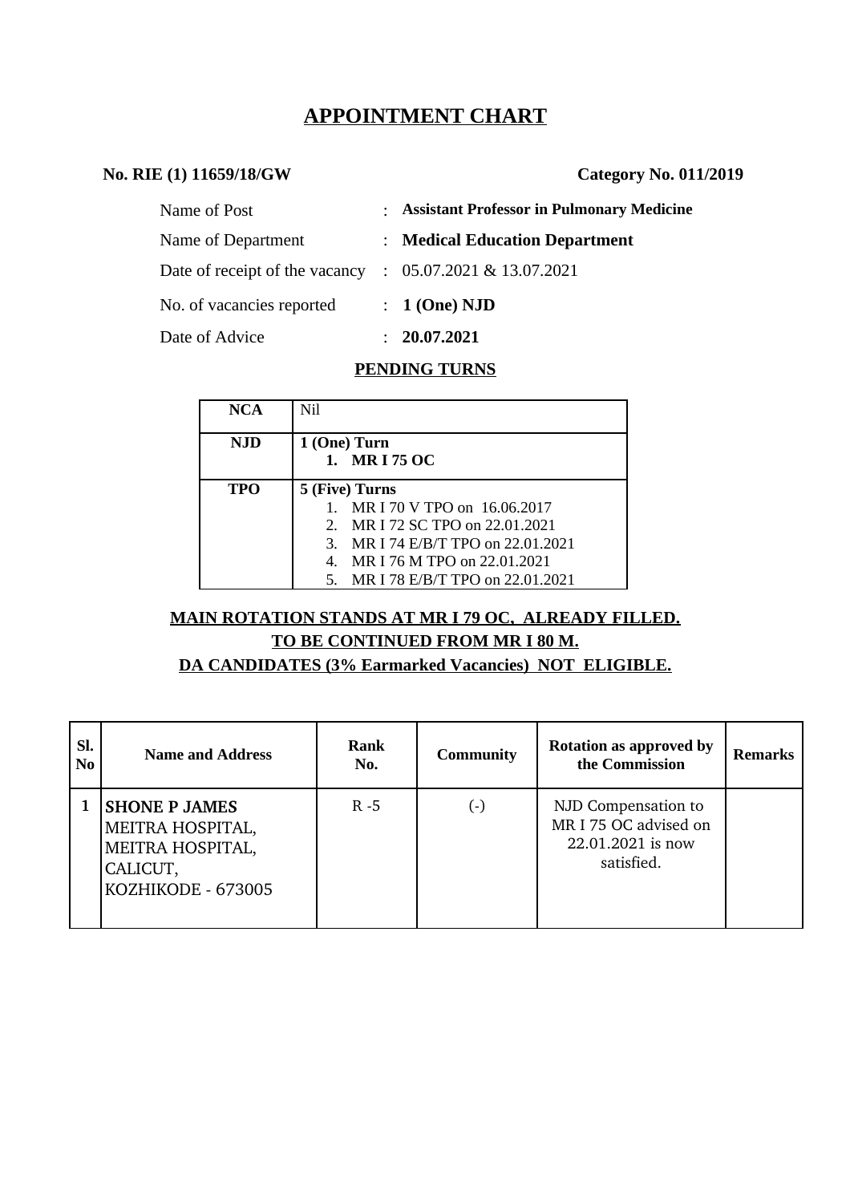# APPOINTMENT CHART

**No. RIE (1) 11659/18/GW** **Category No. 011/2019**

| | | |
|---|---|---|
| Name of Post | : | **Assistant Professor in Pulmonary Medicine** |
| Name of Department | : | **Medical Education Department** |
| Date of receipt of the vacancy | : | 05.07.2021 & 13.07.2021 |
| No. of vacancies reported | : | **1 (One) NJD** |
| Date of Advice | : | **20.07.2021** |

## PENDING TURNS

| | |
|---|---|
| **NCA** | Nil |
| **NJD** | **1 (One) Turn**<br>**1. MR I 75 OC** |
| **TPO** | **5 (Five) Turns**<br>1. MR I 70 V TPO on 16.06.2017<br>2. MR I 72 SC TPO on 22.01.2021<br>3. MR I 74 E/B/T TPO on 22.01.2021<br>4. MR I 76 M TPO on 22.01.2021<br>5. MR I 78 E/B/T TPO on 22.01.2021 |

**MAIN ROTATION STANDS AT MR I 79 OC, ALREADY FILLED.**
**TO BE CONTINUED FROM MR I 80 M.**
**DA CANDIDATES (3% Earmarked Vacancies) NOT ELIGIBLE.**

| Sl. No | Name and Address | Rank No. | Community | Rotation as approved by the Commission | Remarks |
|---|---|---|---|---|---|
| 1 | **SHONE P JAMES**<br>MEITRA HOSPITAL,<br>MEITRA HOSPITAL,<br>CALICUT,<br>KOZHIKODE - 673005 | R -5 | (-) | NJD Compensation to MR I 75 OC advised on 22.01.2021 is now satisfied. | |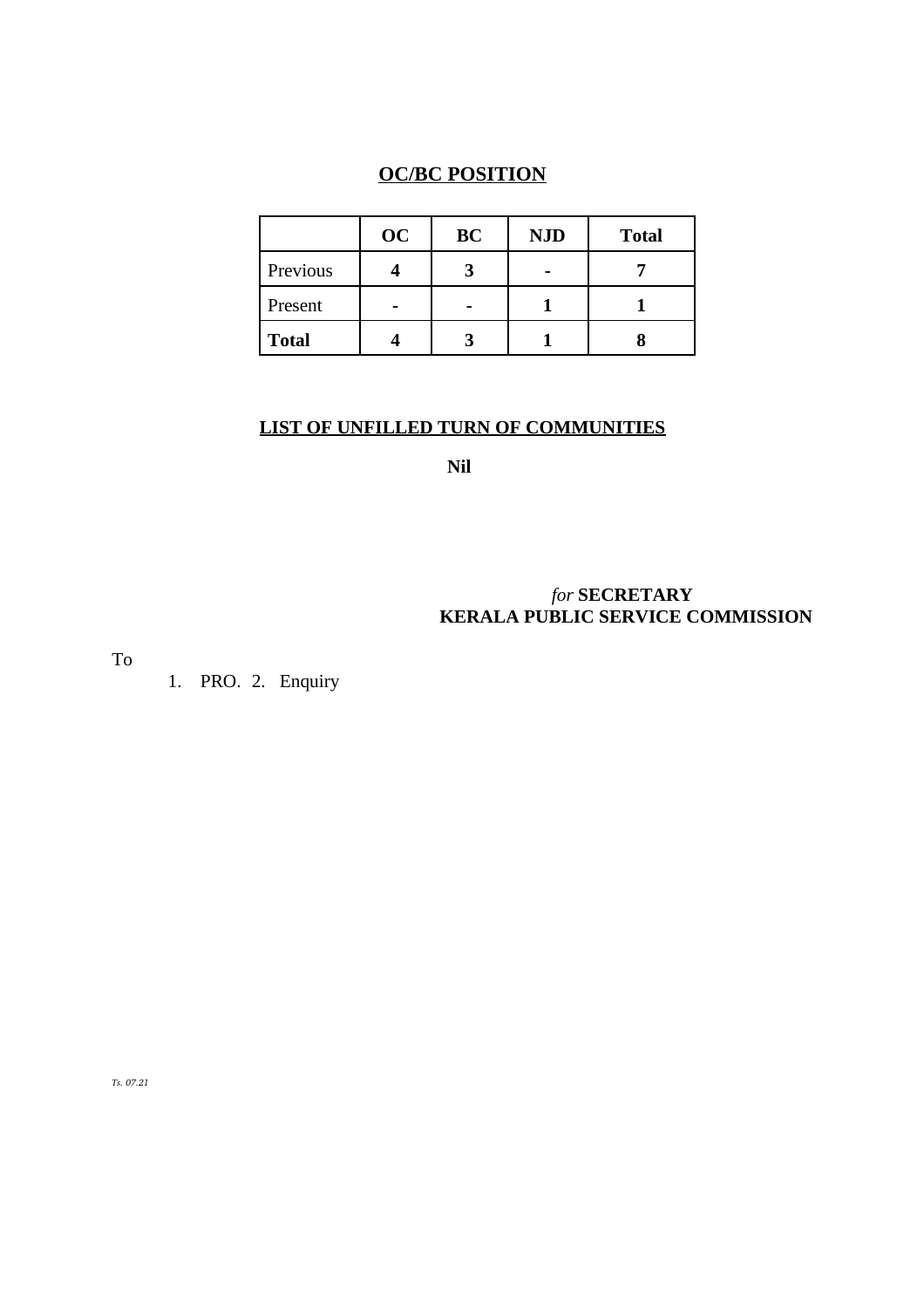## OC/BC POSITION

| | OC | BC | NJD | Total |
|---|---|---|---|---|
| Previous | **4** | **3** | **-** | **7** |
| Present | **-** | **-** | **1** | **1** |
| **Total** | **4** | **3** | **1** | **8** |

## LIST OF UNFILLED TURN OF COMMUNITIES

**Nil**

*for* **SECRETARY**
**KERALA PUBLIC SERVICE COMMISSION**

To

1. PRO. 2. Enquiry

*Ts. 07.21*